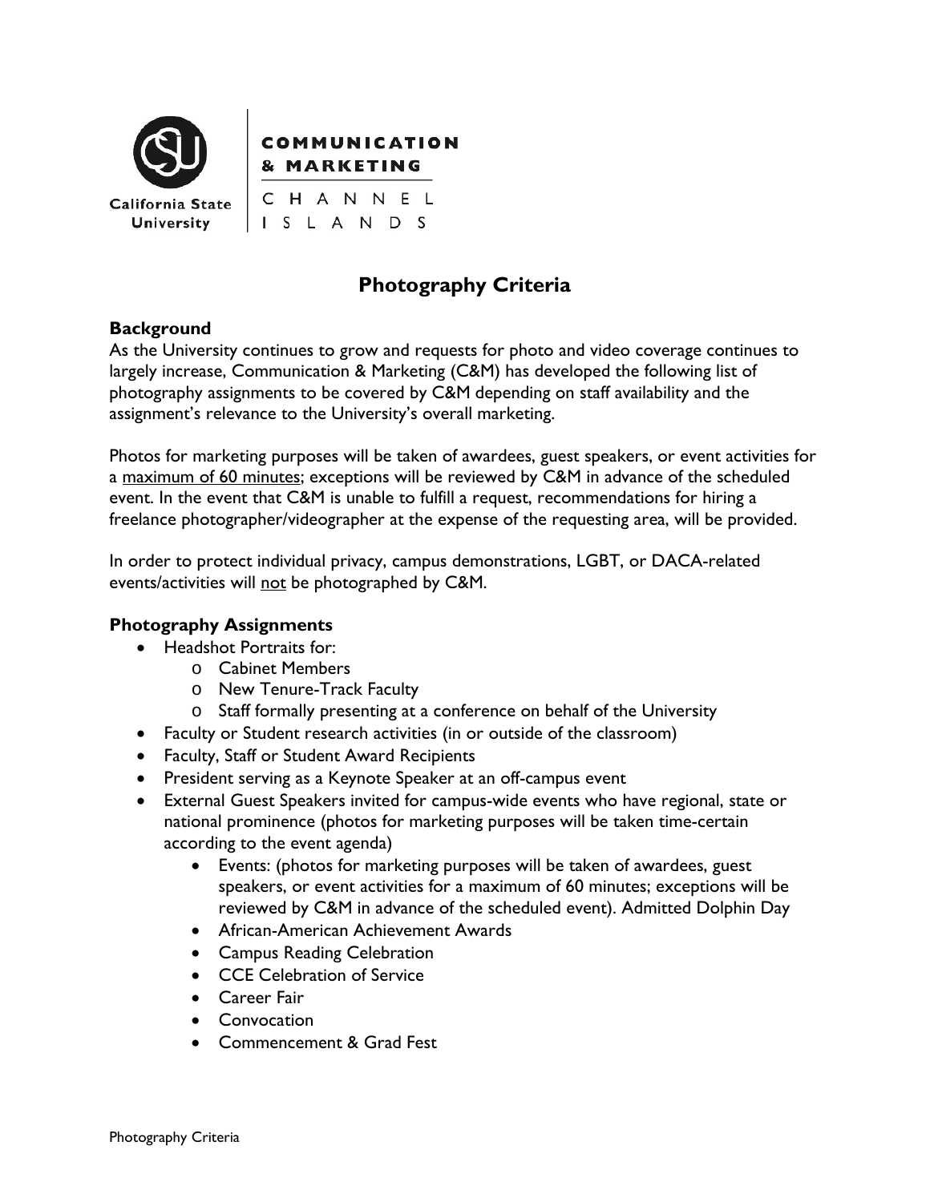California State University | COMMUNICATION & MARKETING | CHANNEL ISLANDS

# Photography Criteria

## Background

As the University continues to grow and requests for photo and video coverage continues to largely increase, Communication & Marketing (C&M) has developed the following list of photography assignments to be covered by C&M depending on staff availability and the assignment's relevance to the University's overall marketing.

Photos for marketing purposes will be taken of awardees, guest speakers, or event activities for a maximum of 60 minutes; exceptions will be reviewed by C&M in advance of the scheduled event. In the event that C&M is unable to fulfill a request, recommendations for hiring a freelance photographer/videographer at the expense of the requesting area, will be provided.

In order to protect individual privacy, campus demonstrations, LGBT, or DACA-related events/activities will not be photographed by C&M.

## Photography Assignments

- Headshot Portraits for:
  - Cabinet Members
  - New Tenure-Track Faculty
  - Staff formally presenting at a conference on behalf of the University
- Faculty or Student research activities (in or outside of the classroom)
- Faculty, Staff or Student Award Recipients
- President serving as a Keynote Speaker at an off-campus event
- External Guest Speakers invited for campus-wide events who have regional, state or national prominence (photos for marketing purposes will be taken time-certain according to the event agenda)
  - Events: (photos for marketing purposes will be taken of awardees, guest speakers, or event activities for a maximum of 60 minutes; exceptions will be reviewed by C&M in advance of the scheduled event). Admitted Dolphin Day
  - African-American Achievement Awards
  - Campus Reading Celebration
  - CCE Celebration of Service
  - Career Fair
  - Convocation
  - Commencement & Grad Fest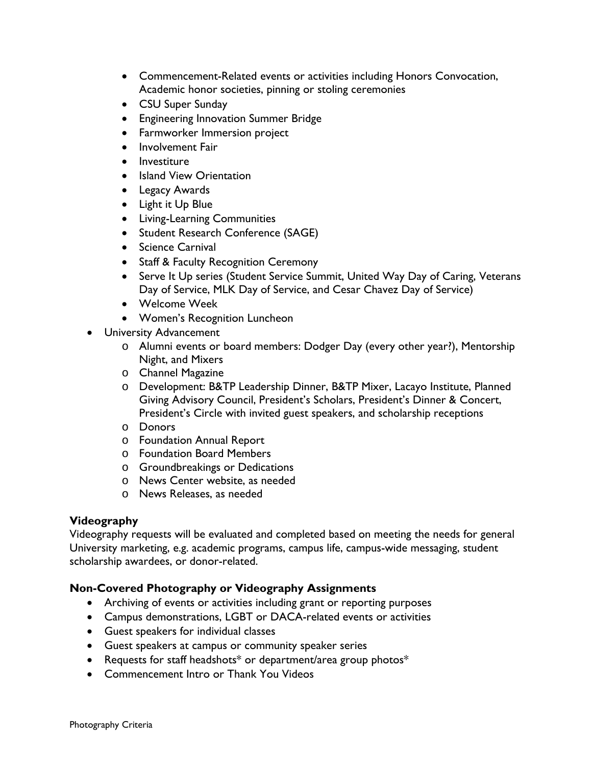- Commencement-Related events or activities including Honors Convocation, Academic honor societies, pinning or stoling ceremonies
    - CSU Super Sunday
    - Engineering Innovation Summer Bridge
    - Farmworker Immersion project
    - Involvement Fair
    - Investiture
    - Island View Orientation
    - Legacy Awards
    - Light it Up Blue
    - Living-Learning Communities
    - Student Research Conference (SAGE)
    - Science Carnival
    - Staff & Faculty Recognition Ceremony
    - Serve It Up series (Student Service Summit, United Way Day of Caring, Veterans Day of Service, MLK Day of Service, and Cesar Chavez Day of Service)
    - Welcome Week
    - Women's Recognition Luncheon
- University Advancement
    - Alumni events or board members: Dodger Day (every other year?), Mentorship Night, and Mixers
    - Channel Magazine
    - Development: B&TP Leadership Dinner, B&TP Mixer, Lacayo Institute, Planned Giving Advisory Council, President's Scholars, President's Dinner & Concert, President's Circle with invited guest speakers, and scholarship receptions
    - Donors
    - Foundation Annual Report
    - Foundation Board Members
    - Groundbreakings or Dedications
    - News Center website, as needed
    - News Releases, as needed

**Videography**

Videography requests will be evaluated and completed based on meeting the needs for general University marketing, e.g. academic programs, campus life, campus-wide messaging, student scholarship awardees, or donor-related.

**Non-Covered Photography or Videography Assignments**

- Archiving of events or activities including grant or reporting purposes
- Campus demonstrations, LGBT or DACA-related events or activities
- Guest speakers for individual classes
- Guest speakers at campus or community speaker series
- Requests for staff headshots* or department/area group photos*
- Commencement Intro or Thank You Videos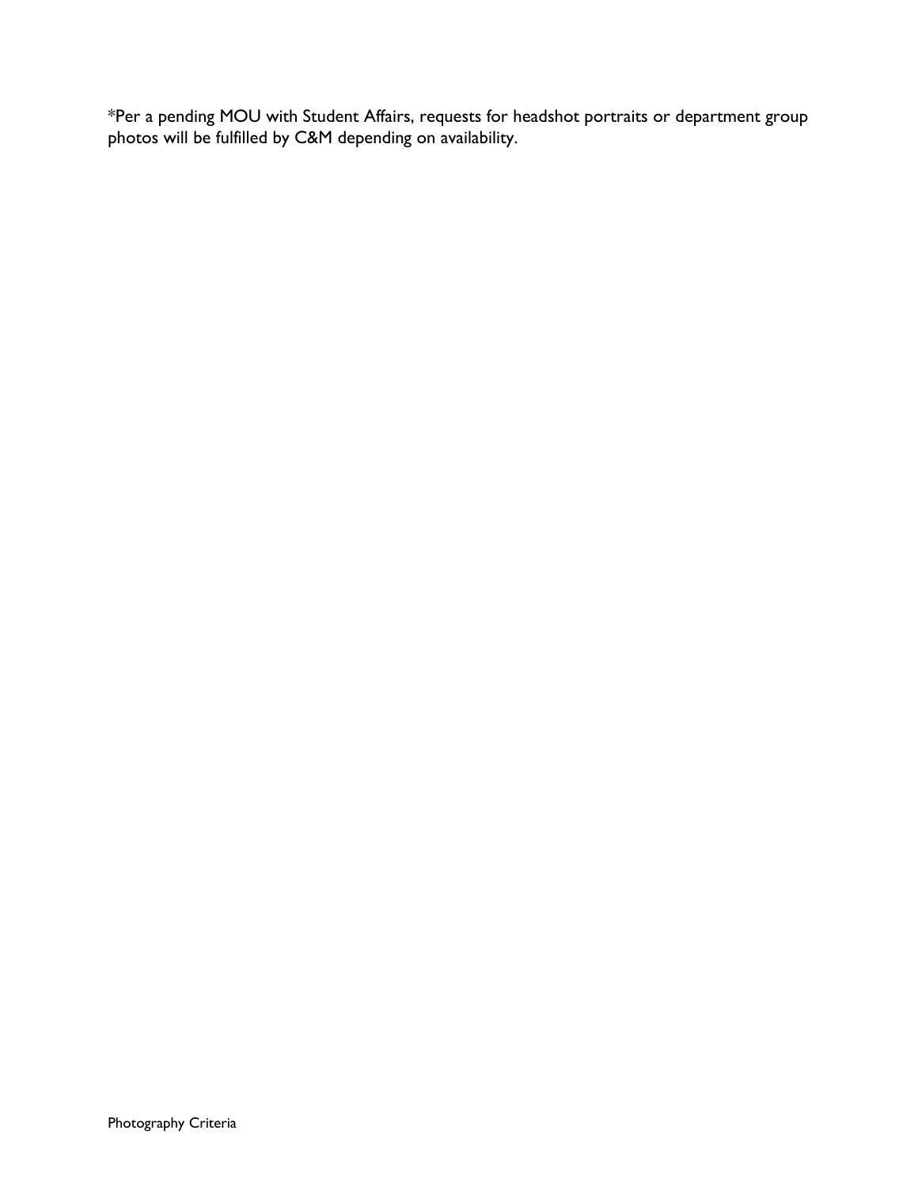*Per a pending MOU with Student Affairs, requests for headshot portraits or department group photos will be fulfilled by C&M depending on availability.